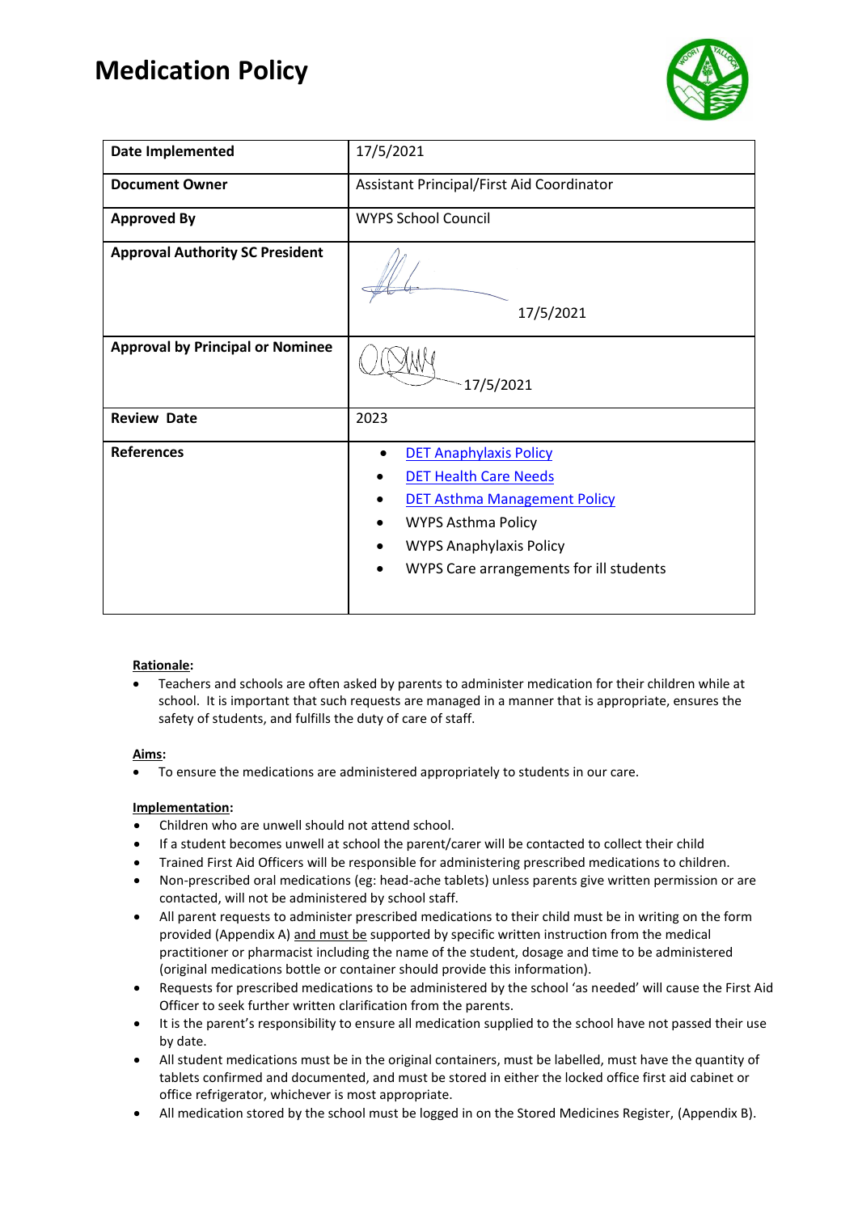# Medication Policy

| **Date Implemented** | 17/5/2021 |
|---|---|
| **Document Owner** | Assistant Principal/First Aid Coordinator |
| **Approved By** | WYPS School Council |
| **Approval Authority SC President** | 17/5/2021 |
| **Approval by Principal or Nominee** | 17/5/2021 |
| **Review Date** | 2023 |
| **References** | • DET Anaphylaxis Policy<br>• DET Health Care Needs<br>• DET Asthma Management Policy<br>• WYPS Asthma Policy<br>• WYPS Anaphylaxis Policy<br>• WYPS Care arrangements for ill students |

**Rationale:**

- Teachers and schools are often asked by parents to administer medication for their children while at school. It is important that such requests are managed in a manner that is appropriate, ensures the safety of students, and fulfills the duty of care of staff.

**Aims:**

- To ensure the medications are administered appropriately to students in our care.

**Implementation:**

- Children who are unwell should not attend school.
- If a student becomes unwell at school the parent/carer will be contacted to collect their child
- Trained First Aid Officers will be responsible for administering prescribed medications to children.
- Non-prescribed oral medications (eg: head-ache tablets) unless parents give written permission or are contacted, will not be administered by school staff.
- All parent requests to administer prescribed medications to their child must be in writing on the form provided (Appendix A) and must be supported by specific written instruction from the medical practitioner or pharmacist including the name of the student, dosage and time to be administered (original medications bottle or container should provide this information).
- Requests for prescribed medications to be administered by the school 'as needed' will cause the First Aid Officer to seek further written clarification from the parents.
- It is the parent's responsibility to ensure all medication supplied to the school have not passed their use by date.
- All student medications must be in the original containers, must be labelled, must have the quantity of tablets confirmed and documented, and must be stored in either the locked office first aid cabinet or office refrigerator, whichever is most appropriate.
- All medication stored by the school must be logged in on the Stored Medicines Register, (Appendix B).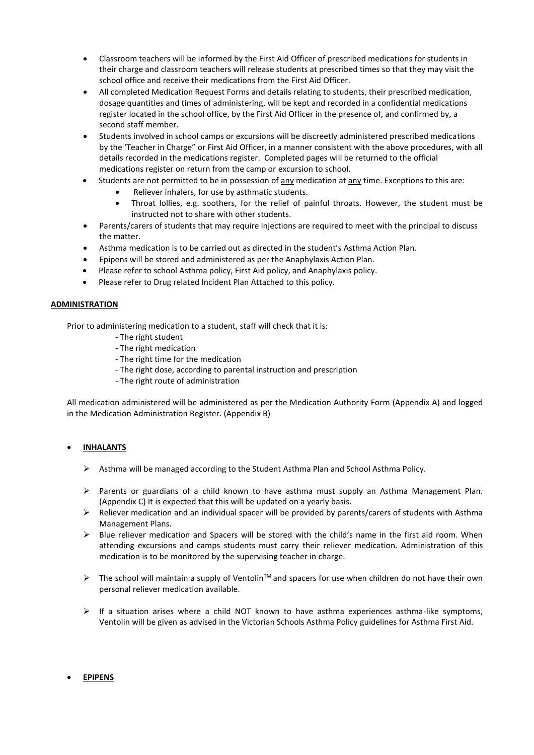- Classroom teachers will be informed by the First Aid Officer of prescribed medications for students in their charge and classroom teachers will release students at prescribed times so that they may visit the school office and receive their medications from the First Aid Officer.
- All completed Medication Request Forms and details relating to students, their prescribed medication, dosage quantities and times of administering, will be kept and recorded in a confidential medications register located in the school office, by the First Aid Officer in the presence of, and confirmed by, a second staff member.
- Students involved in school camps or excursions will be discreetly administered prescribed medications by the 'Teacher in Charge" or First Aid Officer, in a manner consistent with the above procedures, with all details recorded in the medications register. Completed pages will be returned to the official medications register on return from the camp or excursion to school.
- Students are not permitted to be in possession of <u>any</u> medication at <u>any</u> time. Exceptions to this are:
    - Reliever inhalers, for use by asthmatic students.
    - Throat lollies, e.g. soothers, for the relief of painful throats. However, the student must be instructed not to share with other students.
- Parents/carers of students that may require injections are required to meet with the principal to discuss the matter.
- Asthma medication is to be carried out as directed in the student's Asthma Action Plan.
- Epipens will be stored and administered as per the Anaphylaxis Action Plan.
- Please refer to school Asthma policy, First Aid policy, and Anaphylaxis policy.
- Please refer to Drug related Incident Plan Attached to this policy.

**ADMINISTRATION**

Prior to administering medication to a student, staff will check that it is:

- The right student
- The right medication
- The right time for the medication
- The right dose, according to parental instruction and prescription
- The right route of administration

All medication administered will be administered as per the Medication Authority Form (Appendix A) and logged in the Medication Administration Register. (Appendix B)

- **INHALANTS**

    - Asthma will be managed according to the Student Asthma Plan and School Asthma Policy.
    - Parents or guardians of a child known to have asthma must supply an Asthma Management Plan. (Appendix C) It is expected that this will be updated on a yearly basis.
    - Reliever medication and an individual spacer will be provided by parents/carers of students with Asthma Management Plans.
    - Blue reliever medication and Spacers will be stored with the child's name in the first aid room. When attending excursions and camps students must carry their reliever medication. Administration of this medication is to be monitored by the supervising teacher in charge.
    - The school will maintain a supply of Ventolin™ and spacers for use when children do not have their own personal reliever medication available.
    - If a situation arises where a child NOT known to have asthma experiences asthma-like symptoms, Ventolin will be given as advised in the Victorian Schools Asthma Policy guidelines for Asthma First Aid.

- **EPIPENS**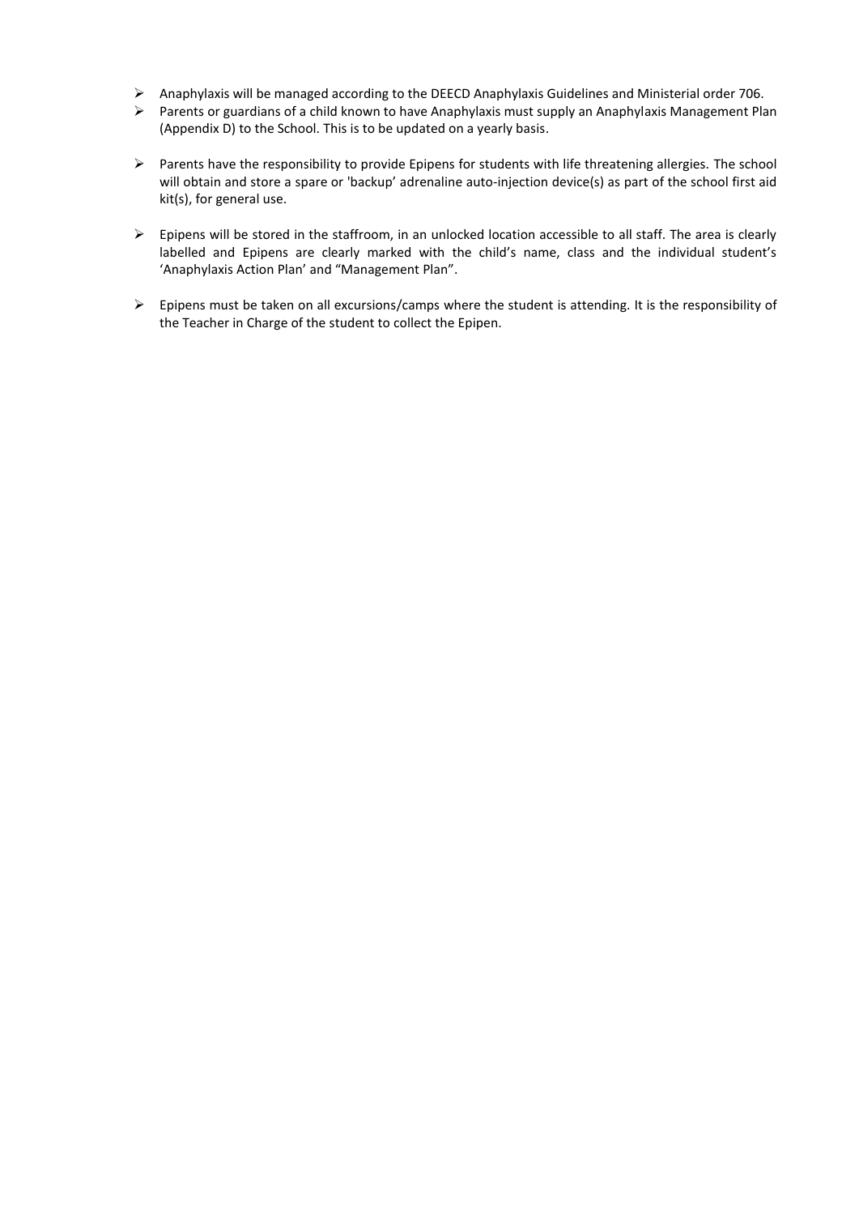- Anaphylaxis will be managed according to the DEECD Anaphylaxis Guidelines and Ministerial order 706.
- Parents or guardians of a child known to have Anaphylaxis must supply an Anaphylaxis Management Plan (Appendix D) to the School. This is to be updated on a yearly basis.

- Parents have the responsibility to provide Epipens for students with life threatening allergies. The school will obtain and store a spare or 'backup' adrenaline auto-injection device(s) as part of the school first aid kit(s), for general use.

- Epipens will be stored in the staffroom, in an unlocked location accessible to all staff. The area is clearly labelled and Epipens are clearly marked with the child's name, class and the individual student's 'Anaphylaxis Action Plan' and "Management Plan".

- Epipens must be taken on all excursions/camps where the student is attending. It is the responsibility of the Teacher in Charge of the student to collect the Epipen.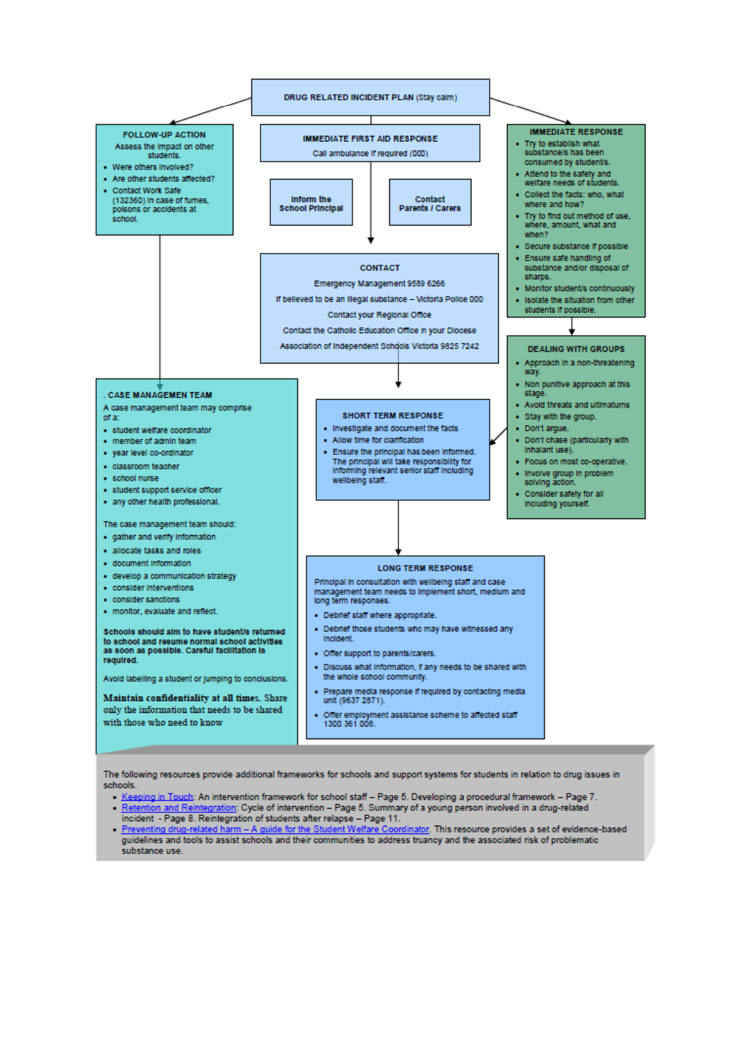## DRUG RELATED INCIDENT PLAN (Stay calm)

### FOLLOW-UP ACTION

Assess the impact on other students.

- Were others involved?
- Are other students affected?
- Contact Work Safe (132360) in case of fumes, poisons or accidents at school.

### IMMEDIATE FIRST AID RESPONSE

Call ambulance if required (000)

**Inform the School Principal**

**Contact Parents / Carers**

### IMMEDIATE RESPONSE

- Try to establish what substance/s has been consumed by student/s.
- Attend to the safety and welfare needs of students.
- Collect the facts: who, what where and how?
- Try to find out method of use, where, amount, what and when?
- Secure substance if possible
- Ensure safe handling of substance and/or disposal of sharps.
- Monitor student/s continuously
- Isolate the situation from other students if possible.

### CONTACT

Emergency Management 9589 6266

If believed to be an illegal substance – Victoria Police 000

Contact your Regional Office

Contact the Catholic Education Office in your Diocese

Association of Independent Schools Victoria 9825 7242

### DEALING WITH GROUPS

- Approach in a non-threatening way.
- Non punitive approach at this stage.
- Avoid threats and ultimatums
- Stay with the group.
- Don't argue.
- Don't chase (particularly with inhalant use).
- Focus on most co-operative.
- Involve group in problem solving action.
- Consider safety for all including yourself.

### CASE MANAGEMEN TEAM

A case management team may comprise of a:

- student welfare coordinator
- member of admin team
- year level co-ordinator
- classroom teacher
- school nurse
- student support service officer
- any other health professional.

The case management team should:

- gather and verify information
- allocate tasks and roles
- document information
- develop a communication strategy
- consider interventions
- consider sanctions
- monitor, evaluate and reflect.

**Schools should aim to have student/s returned to school and resume normal school activities as soon as possible. Careful facilitation is required.**

Avoid labelling a student or jumping to conclusions.

**Maintain confidentiality at all times.** Share only the information that needs to be shared with those who need to know

### SHORT TERM RESPONSE

- Investigate and document the facts
- Allow time for clarification
- Ensure the principal has been informed. The principal will take responsibility for informing relevant senior staff including wellbeing staff.

### LONG TERM RESPONSE

Principal in consultation with wellbeing staff and case management team needs to implement short, medium and long term responses.

- Debrief staff where appropriate.
- Debrief those students who may have witnessed any incident.
- Offer support to parents/carers.
- Discuss what information, if any needs to be shared with the whole school community.
- Prepare media response if required by contacting media unit (9637 2871).
- Offer employment assistance scheme to affected staff 1300 361 008.

---

The following resources provide additional frameworks for schools and support systems for students in relation to drug issues in schools.

- Keeping in Touch: An intervention framework for school staff – Page 5. Developing a procedural framework – Page 7.
- Retention and Reintegration: Cycle of intervention – Page 5. Summary of a young person involved in a drug-related incident - Page 8. Reintegration of students after relapse – Page 11.
- Preventing drug-related harm – A guide for the Student Welfare Coordinator. This resource provides a set of evidence-based guidelines and tools to assist schools and their communities to address truancy and the associated risk of problematic substance use.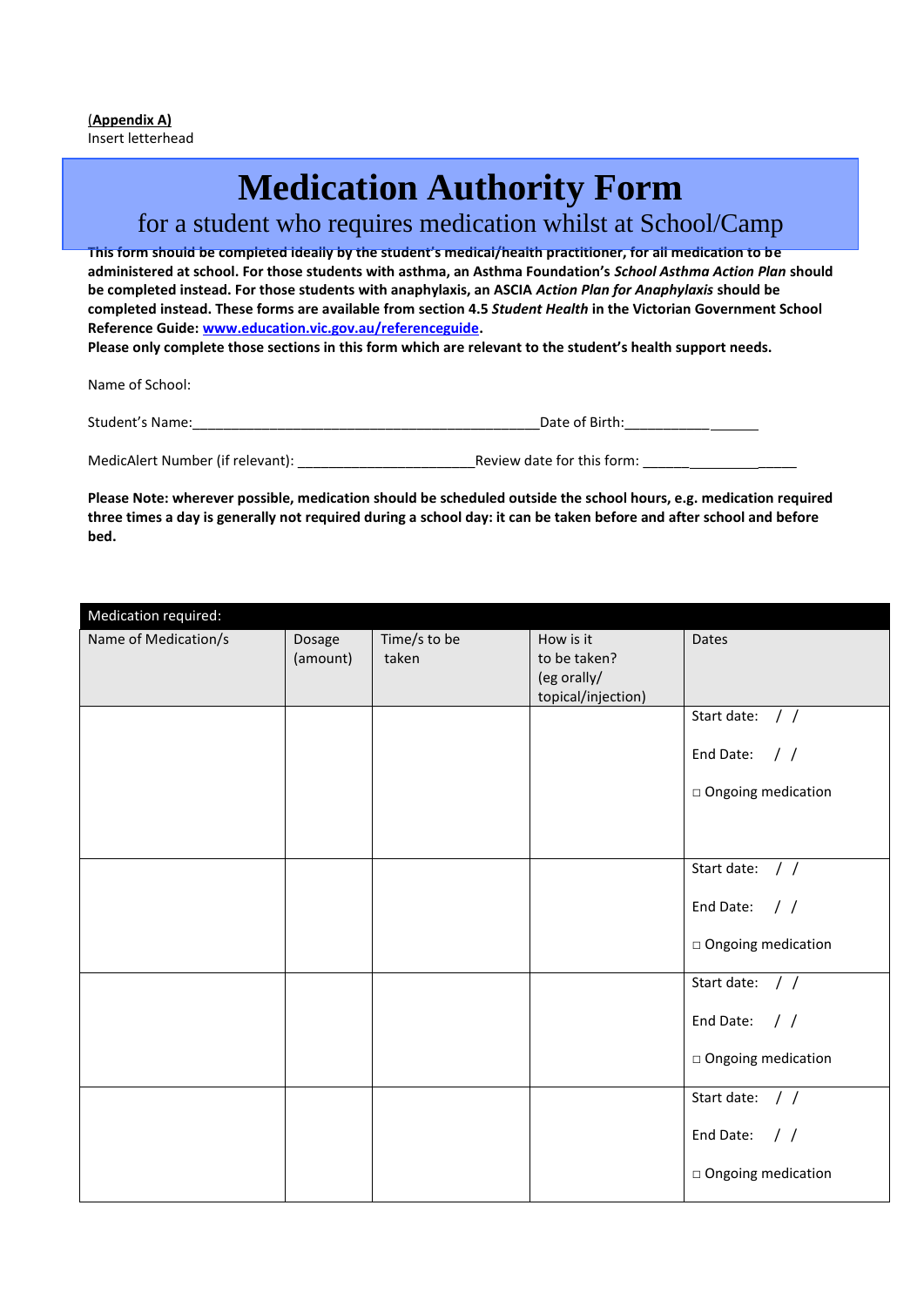(**Appendix A)**
Insert letterhead

# Medication Authority Form

## for a student who requires medication whilst at School/Camp

**This form should be completed ideally by the student's medical/health practitioner, for all medication to be administered at school. For those students with asthma, an Asthma Foundation's *School Asthma Action Plan* should be completed instead. For those students with anaphylaxis, an ASCIA *Action Plan for Anaphylaxis* should be completed instead. These forms are available from section 4.5 *Student Health* in the Victorian Government School Reference Guide: [www.education.vic.gov.au/referenceguide](www.education.vic.gov.au/referenceguide).**
**Please only complete those sections in this form which are relevant to the student's health support needs.**

Name of School:

Student's Name:_______________________________________________Date of Birth:_________________

MedicAlert Number (if relevant): _______________________Review date for this form: ______________________

**Please Note: wherever possible, medication should be scheduled outside the school hours, e.g. medication required three times a day is generally not required during a school day: it can be taken before and after school and before bed.**

| Medication required: | | | | |
|---|---|---|---|---|
| Name of Medication/s | Dosage (amount) | Time/s to be taken | How is it to be taken? (eg orally/ topical/injection) | Dates |
| | | | | Start date: / / <br> End Date: / / <br> □ Ongoing medication |
| | | | | Start date: / / <br> End Date: / / <br> □ Ongoing medication |
| | | | | Start date: / / <br> End Date: / / <br> □ Ongoing medication |
| | | | | Start date: / / <br> End Date: / / <br> □ Ongoing medication |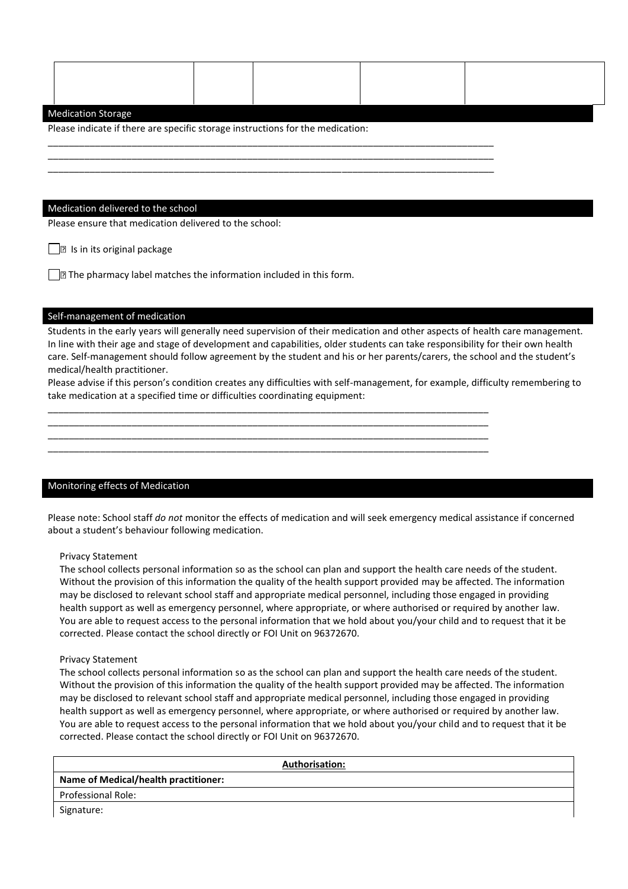| | | | | |
|---|---|---|---|---|
| | | | | |

## Medication Storage

Please indicate if there are specific storage instructions for the medication:

_______________________________________________________________________________________
_______________________________________________________________________________________
_______________________________________________________________________________________

## Medication delivered to the school

Please ensure that medication delivered to the school:

☐ Is in its original package

☐ The pharmacy label matches the information included in this form.

## Self-management of medication

Students in the early years will generally need supervision of their medication and other aspects of health care management. In line with their age and stage of development and capabilities, older students can take responsibility for their own health care. Self-management should follow agreement by the student and his or her parents/carers, the school and the student's medical/health practitioner.

Please advise if this person's condition creates any difficulties with self-management, for example, difficulty remembering to take medication at a specified time or difficulties coordinating equipment:

_______________________________________________________________________________________
_______________________________________________________________________________________
_______________________________________________________________________________________
_______________________________________________________________________________________

## Monitoring effects of Medication

Please note: School staff *do not* monitor the effects of medication and will seek emergency medical assistance if concerned about a student's behaviour following medication.

Privacy Statement

The school collects personal information so as the school can plan and support the health care needs of the student. Without the provision of this information the quality of the health support provided may be affected. The information may be disclosed to relevant school staff and appropriate medical personnel, including those engaged in providing health support as well as emergency personnel, where appropriate, or where authorised or required by another law. You are able to request access to the personal information that we hold about you/your child and to request that it be corrected. Please contact the school directly or FOI Unit on 96372670.

Privacy Statement

The school collects personal information so as the school can plan and support the health care needs of the student. Without the provision of this information the quality of the health support provided may be affected. The information may be disclosed to relevant school staff and appropriate medical personnel, including those engaged in providing health support as well as emergency personnel, where appropriate, or where authorised or required by another law. You are able to request access to the personal information that we hold about you/your child and to request that it be corrected. Please contact the school directly or FOI Unit on 96372670.

| **Authorisation:** |
|---|
| **Name of Medical/health practitioner:** |
| Professional Role: |
| Signature: |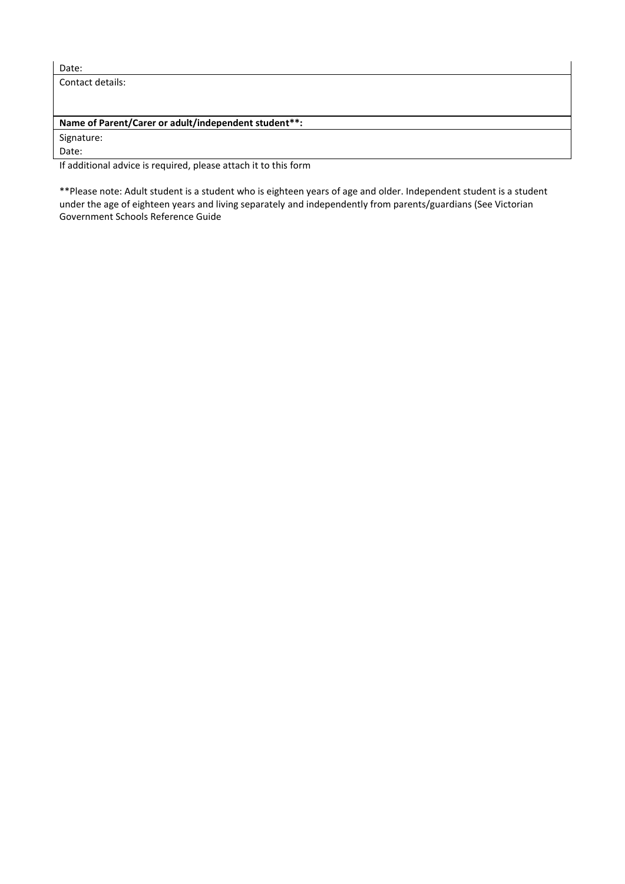| Date: |
|---|
| Contact details: |
| **Name of Parent/Carer or adult/independent student**:** |
| Signature: |
| Date: |

If additional advice is required, please attach it to this form

**Please note: Adult student is a student who is eighteen years of age and older. Independent student is a student under the age of eighteen years and living separately and independently from parents/guardians (See Victorian Government Schools Reference Guide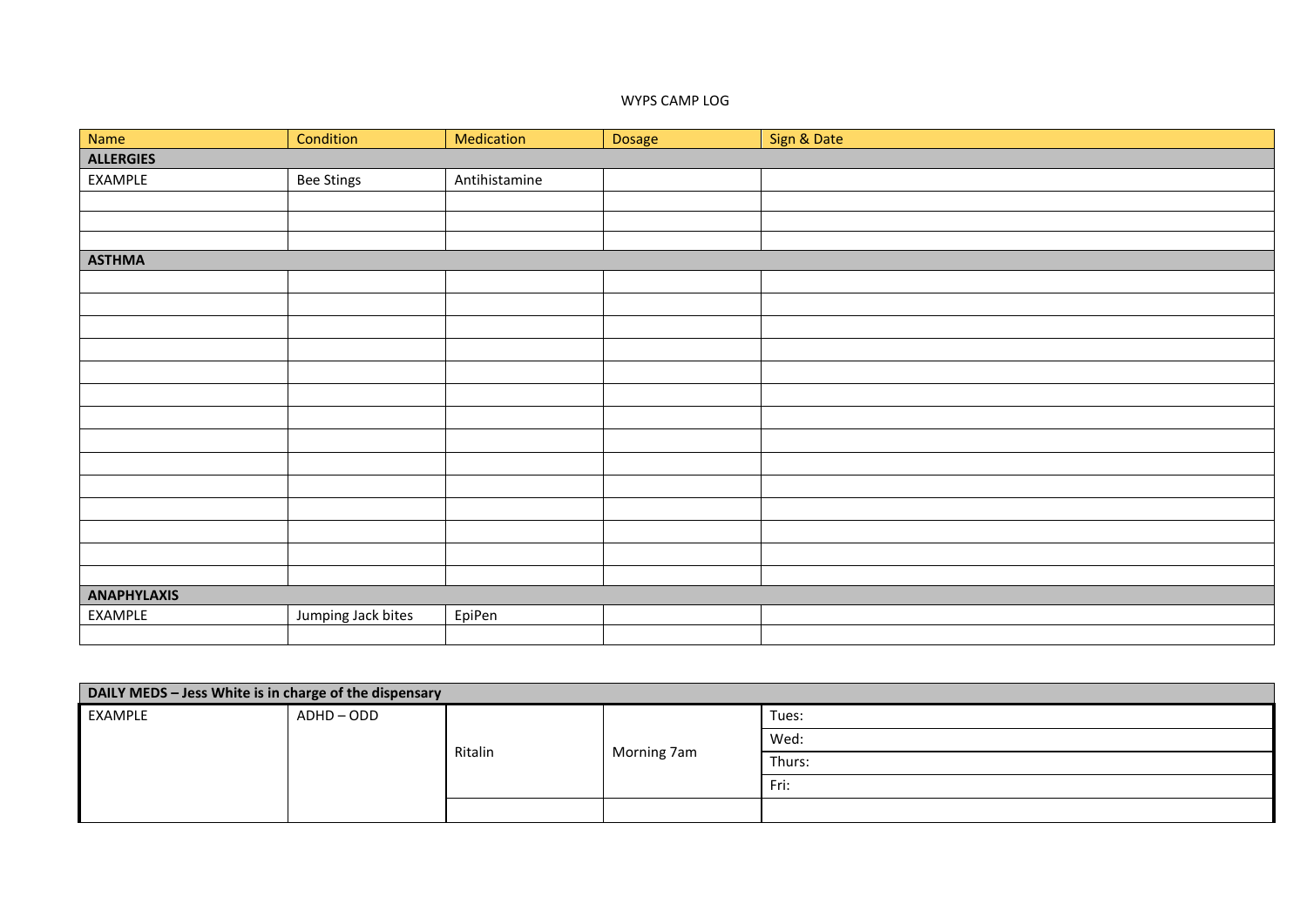WYPS CAMP LOG

| Name | Condition | Medication | Dosage | Sign & Date |
| --- | --- | --- | --- | --- |
| **ALLERGIES** | | | | |
| EXAMPLE | Bee Stings | Antihistamine | | |
| | | | | |
| | | | | |
| | | | | |
| **ASTHMA** | | | | |
| | | | | |
| | | | | |
| | | | | |
| | | | | |
| | | | | |
| | | | | |
| | | | | |
| | | | | |
| | | | | |
| | | | | |
| | | | | |
| | | | | |
| | | | | |
| | | | | |
| **ANAPHYLAXIS** | | | | |
| EXAMPLE | Jumping Jack bites | EpiPen | | |
| | | | | |

| **DAILY MEDS – Jess White is in charge of the dispensary** | | | | |
| --- | --- | --- | --- | --- |
| EXAMPLE | ADHD – ODD | Ritalin | Morning 7am | Tues: |
| | | | | Wed: |
| | | | | Thurs: |
| | | | | Fri: |
| | | | | |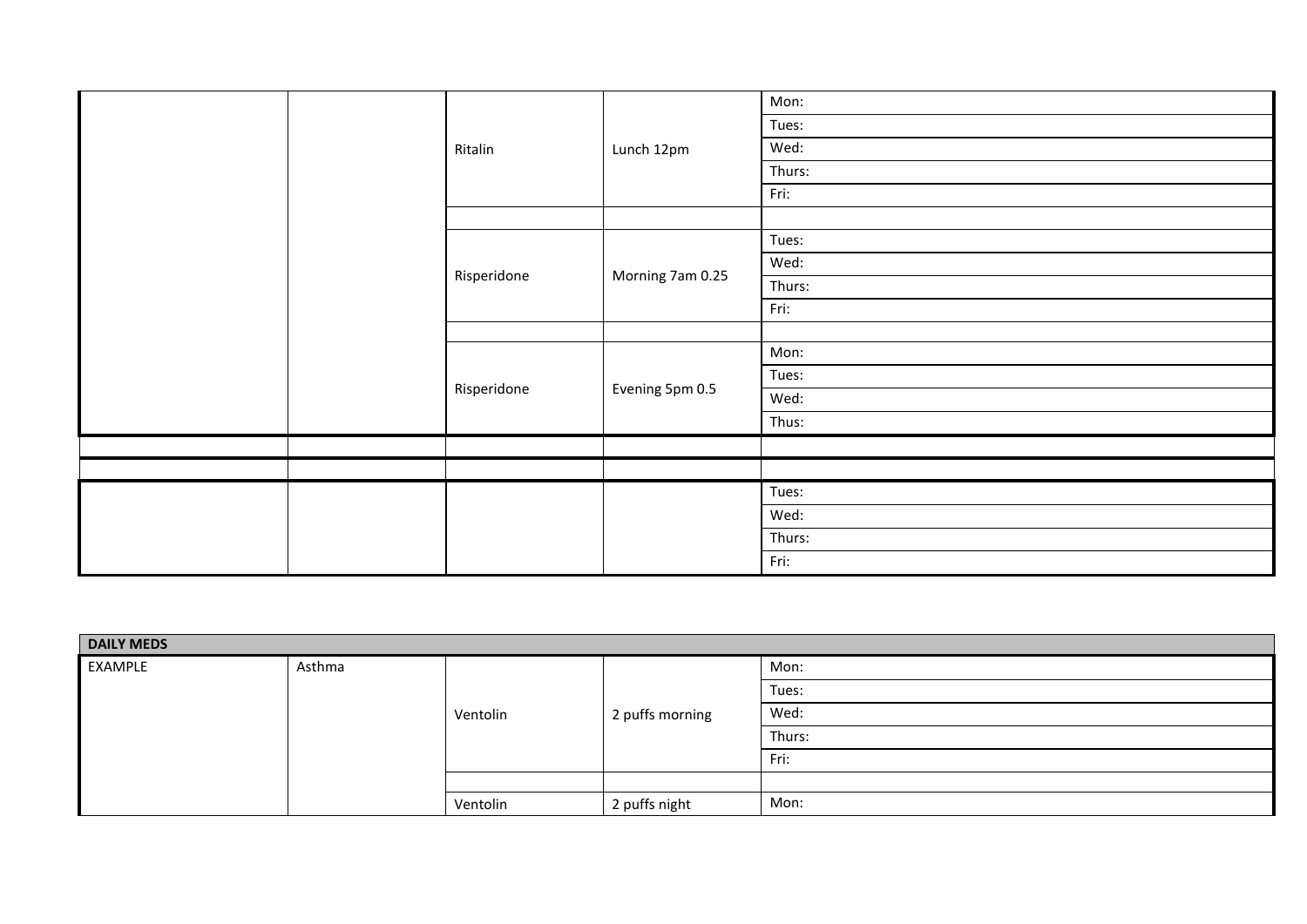| | | | | |
|---|---|---|---|---|
| | | Ritalin | Lunch 12pm | Mon: |
| | | | | Tues: |
| | | | | Wed: |
| | | | | Thurs: |
| | | | | Fri: |
| | | | | |
| | | Risperidone | Morning 7am 0.25 | Tues: |
| | | | | Wed: |
| | | | | Thurs: |
| | | | | Fri: |
| | | | | |
| | | Risperidone | Evening 5pm 0.5 | Mon: |
| | | | | Tues: |
| | | | | Wed: |
| | | | | Thus: |
| | | | | |
| | | | | |
| | | | | Tues: |
| | | | | Wed: |
| | | | | Thurs: |
| | | | | Fri: |

| DAILY MEDS | | | | |
|---|---|---|---|---|
| EXAMPLE | Asthma | Ventolin | 2 puffs morning | Mon: |
| | | | | Tues: |
| | | | | Wed: |
| | | | | Thurs: |
| | | | | Fri: |
| | | | | |
| | | Ventolin | 2 puffs night | Mon: |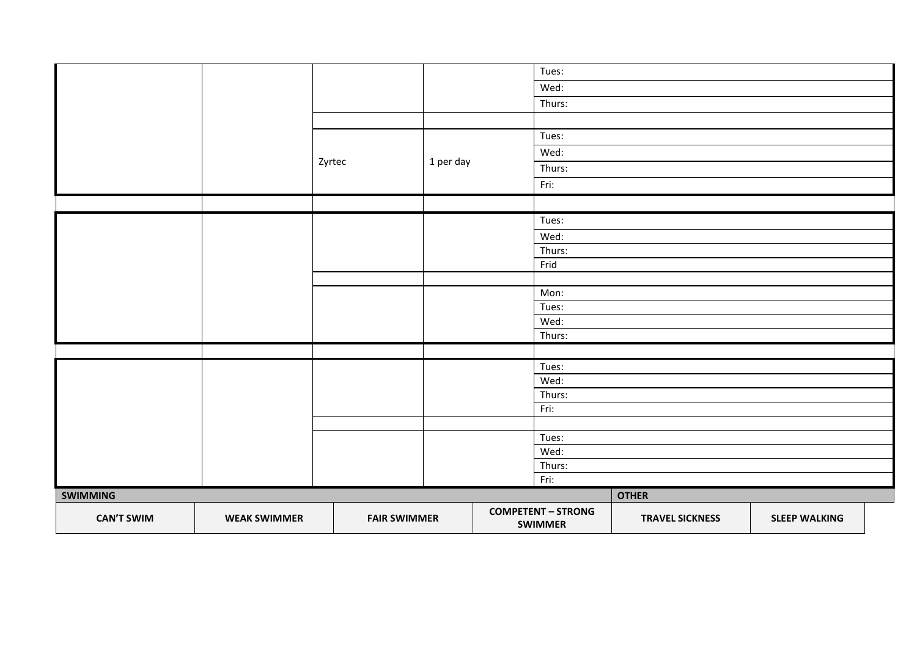| | | | | |
|---|---|---|---|---|
| | | | | Tues: |
| | | | | Wed: |
| | | | | Thurs: |
| | | | | |
| | | Zyrtec | 1 per day | Tues: |
| | | | | Wed: |
| | | | | Thurs: |
| | | | | Fri: |
| | | | | |
| | | | | Tues: |
| | | | | Wed: |
| | | | | Thurs: |
| | | | | Frid |
| | | | | |
| | | | | Mon: |
| | | | | Tues: |
| | | | | Wed: |
| | | | | Thurs: |
| | | | | |
| | | | | Tues: |
| | | | | Wed: |
| | | | | Thurs: |
| | | | | Fri: |
| | | | | |
| | | | | Tues: |
| | | | | Wed: |
| | | | | Thurs: |
| | | | | Fri: |

| SWIMMING | | | | OTHER | |
|---|---|---|---|---|---|
| **CAN'T SWIM** | **WEAK SWIMMER** | **FAIR SWIMMER** | **COMPETENT – STRONG SWIMMER** | **TRAVEL SICKNESS** | **SLEEP WALKING** |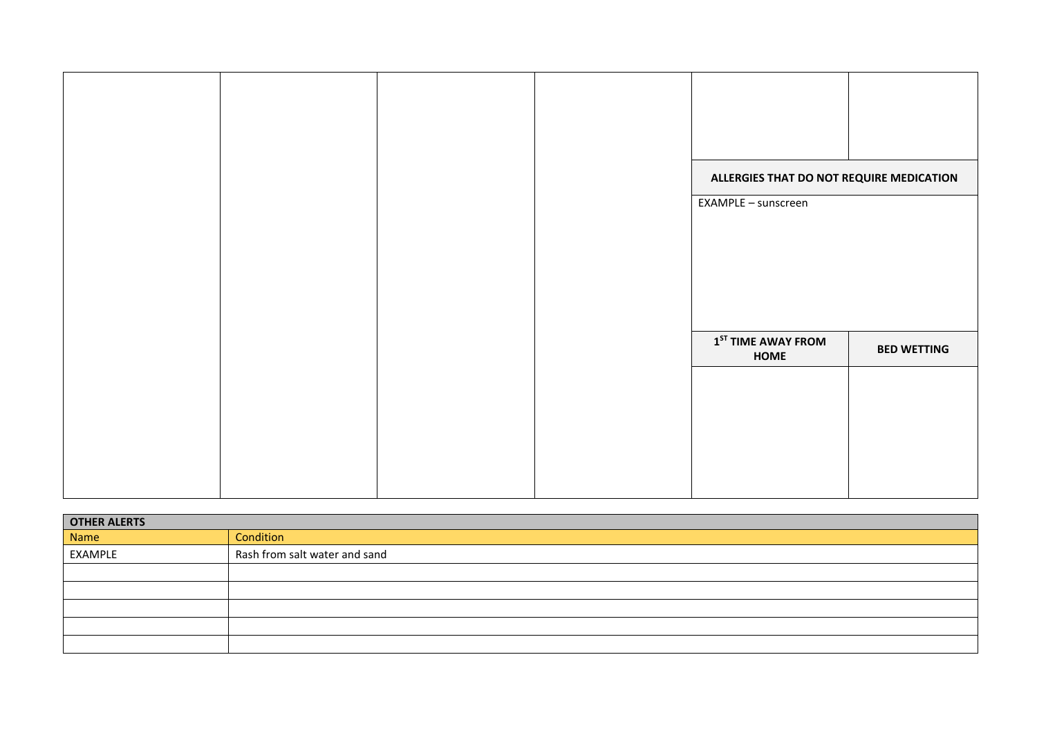| | | | | | |
|---|---|---|---|---|---|
| | | | | | |
| | | | | **ALLERGIES THAT DO NOT REQUIRE MEDICATION** | |
| | | | | EXAMPLE – sunscreen | |
| | | | | **1ST TIME AWAY FROM HOME** | **BED WETTING** |
| | | | | | |

| **OTHER ALERTS** | |
|---|---|
| Name | Condition |
| EXAMPLE | Rash from salt water and sand |
| | |
| | |
| | |
| | |
| | |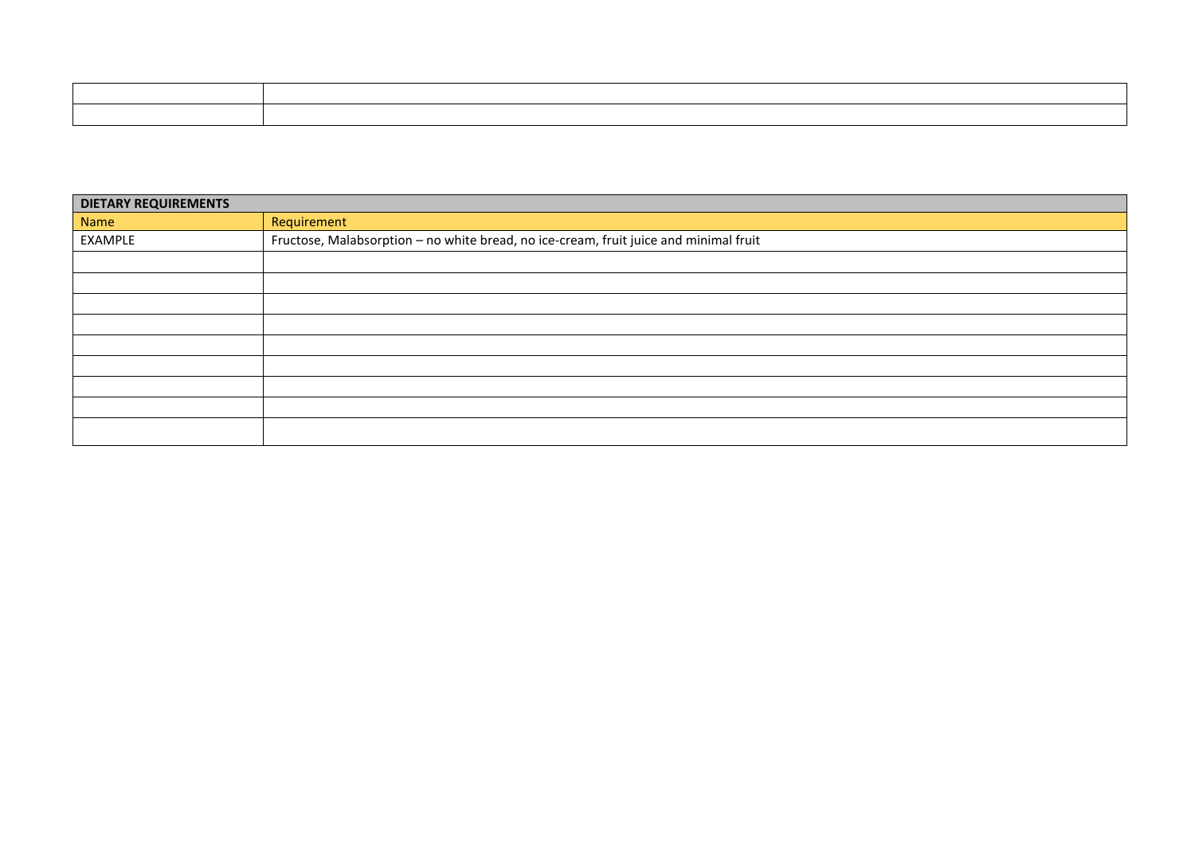| | |
|---|---|
| | |
| | |

| DIETARY REQUIREMENTS | |
|---|---|
| Name | Requirement |
| EXAMPLE | Fructose, Malabsorption – no white bread, no ice-cream, fruit juice and minimal fruit |
| | |
| | |
| | |
| | |
| | |
| | |
| | |
| | |
| | |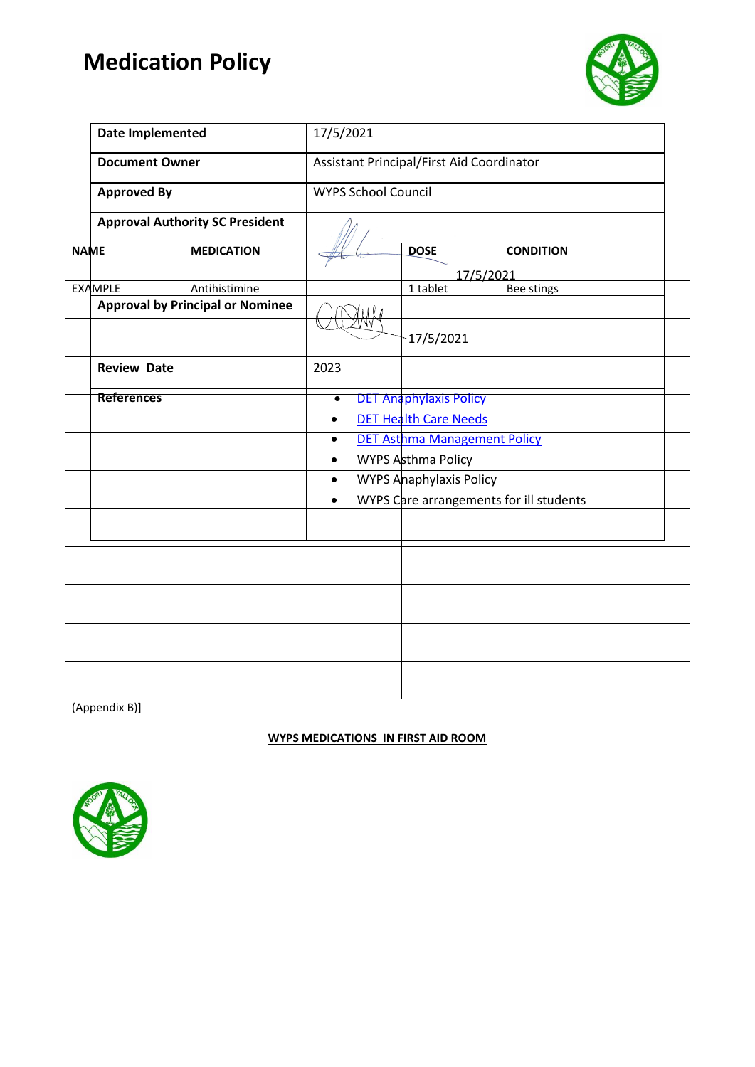# Medication Policy

| | |
|---|---|
| **Date Implemented** | 17/5/2021 |
| **Document Owner** | Assistant Principal/First Aid Coordinator |
| **Approved By** | WYPS School Council |
| **Approval Authority SC President** | 17/5/2021 |
| **Approval by Principal or Nominee** | 17/5/2021 |
| **Review Date** | 2023 |
| **References** | • DET Anaphylaxis Policy<br>• DET Health Care Needs<br>• DET Asthma Management Policy<br>• WYPS Asthma Policy<br>• WYPS Anaphylaxis Policy<br>• WYPS Care arrangements for ill students |

| NAME | MEDICATION | DOSE | CONDITION |
|---|---|---|---|
| EXAMPLE | Antihistimine | 1 tablet | Bee stings |
| | | | |
| | | | |
| | | | |
| | | | |
| | | | |
| | | | |
| | | | |
| | | | |
| | | | |
| | | | |
| | | | |

(Appendix B)]

**WYPS MEDICATIONS IN FIRST AID ROOM**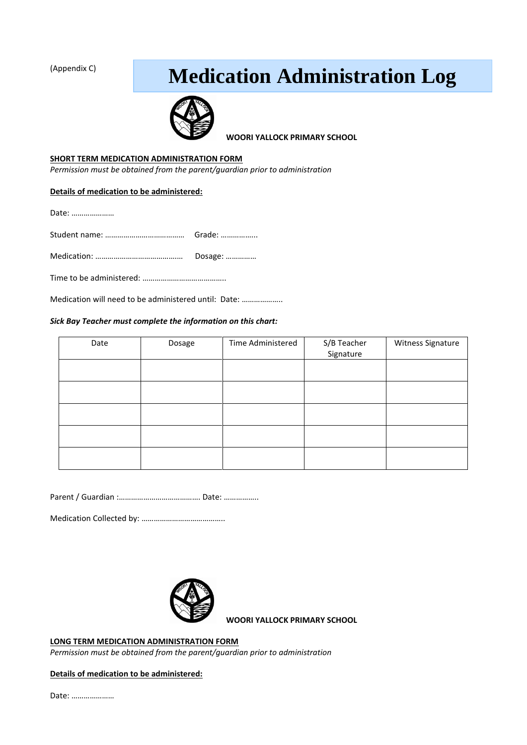(Appendix C)

# Medication Administration Log

**WOORI YALLOCK PRIMARY SCHOOL**

**SHORT TERM MEDICATION ADMINISTRATION FORM**

*Permission must be obtained from the parent/guardian prior to administration*

**Details of medication to be administered:**

Date: …………………

Student name: …………………………………  Grade: ……………..

Medication: ……………………………………  Dosage: ……………

Time to be administered: …………………………………..

Medication will need to be administered until: Date: ………………..

***Sick Bay Teacher must complete the information on this chart:***

| Date | Dosage | Time Administered | S/B Teacher Signature | Witness Signature |
|---|---|---|---|---|
| | | | | |
| | | | | |
| | | | | |
| | | | | |
| | | | | |

Parent / Guardian :…………………………………. Date: ……………..

Medication Collected by: …………………………………..

**WOORI YALLOCK PRIMARY SCHOOL**

**LONG TERM MEDICATION ADMINISTRATION FORM**

*Permission must be obtained from the parent/guardian prior to administration*

**Details of medication to be administered:**

Date: …………………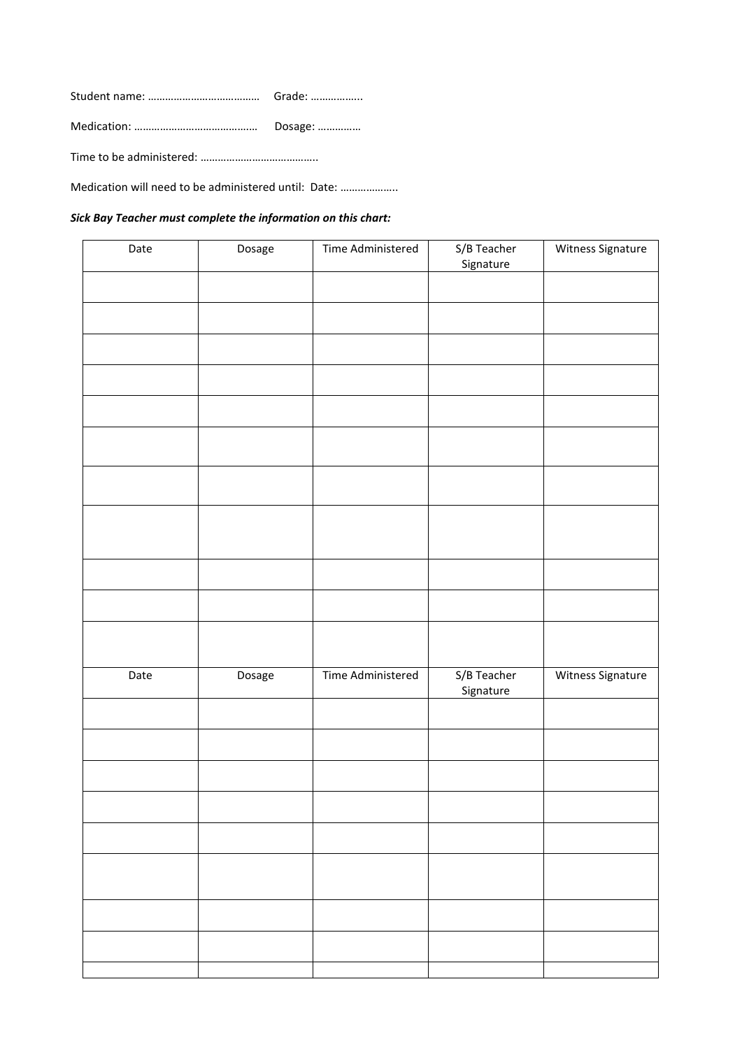Student name: ………………………………… Grade: ……………..

Medication: …………………………………… Dosage: ……………

Time to be administered: …………………………………..

Medication will need to be administered until: Date: ………………..

***Sick Bay Teacher must complete the information on this chart:***

| Date | Dosage | Time Administered | S/B Teacher Signature | Witness Signature |
|---|---|---|---|---|
| | | | | |
| | | | | |
| | | | | |
| | | | | |
| | | | | |
| | | | | |
| | | | | |
| | | | | |
| | | | | |
| | | | | |
| | | | | |
| Date | Dosage | Time Administered | S/B Teacher Signature | Witness Signature |
| | | | | |
| | | | | |
| | | | | |
| | | | | |
| | | | | |
| | | | | |
| | | | | |
| | | | | |
| | | | | |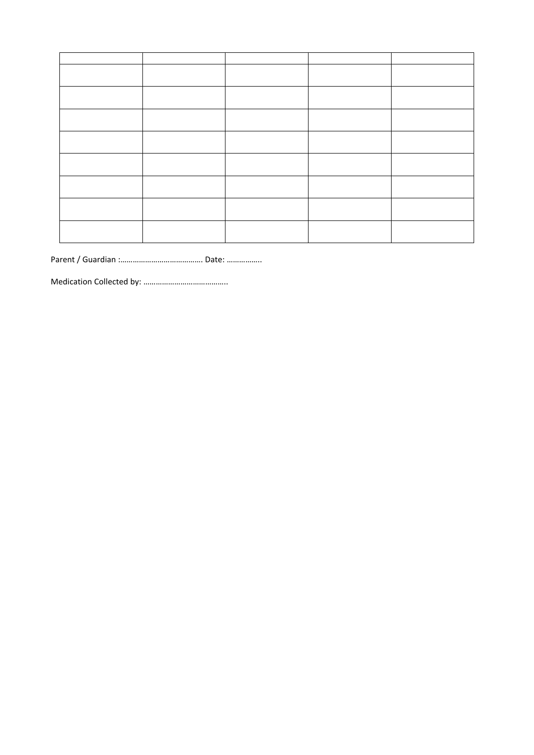| | | | | |
|---|---|---|---|---|
| | | | | |
| | | | | |
| | | | | |
| | | | | |
| | | | | |
| | | | | |
| | | | | |
| | | | | |

Parent / Guardian :…………………………………. Date: ……………..

Medication Collected by: …………………………………..